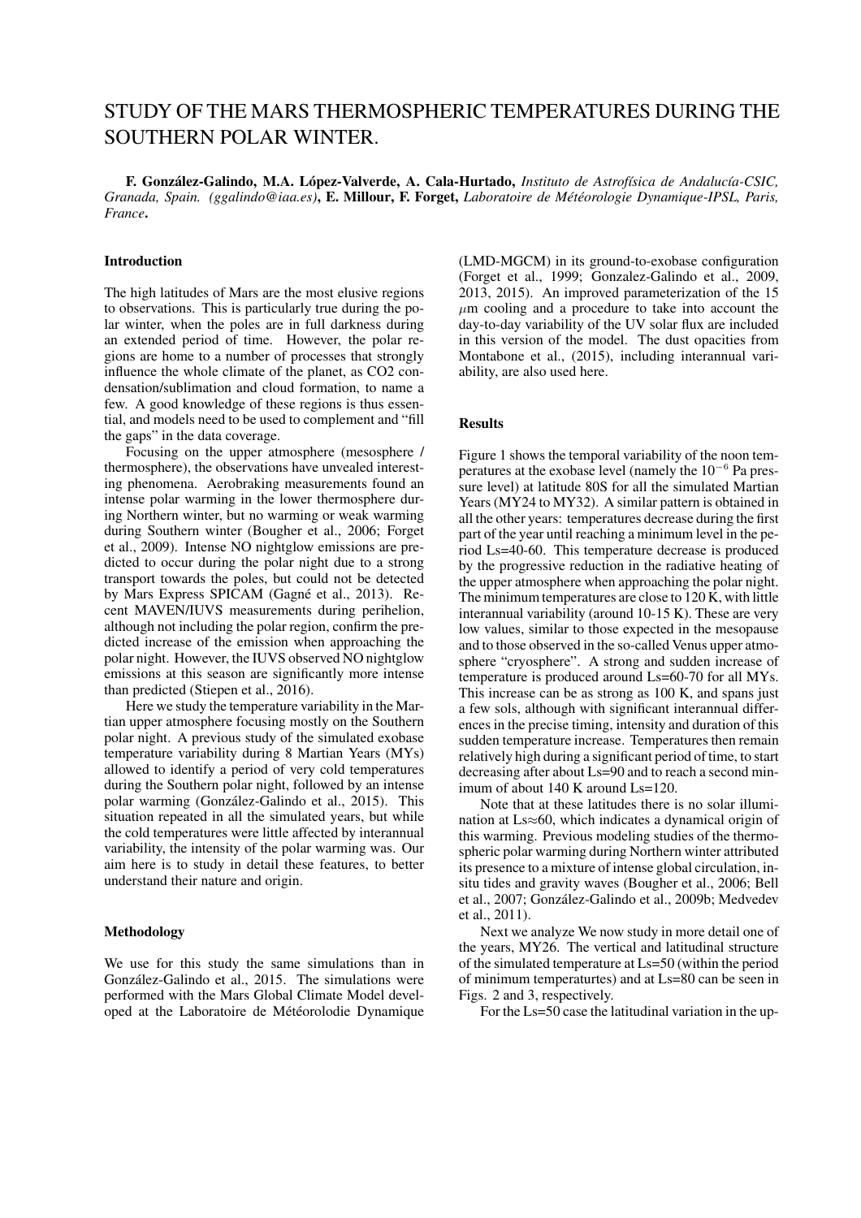# STUDY OF THE MARS THERMOSPHERIC TEMPERATURES DURING THE SOUTHERN POLAR WINTER.

**F. González-Galindo, M.A. López-Valverde, A. Cala-Hurtado,** *Instituto de Astrofísica de Andalucía-CSIC, Granada, Spain. (ggalindo@iaa.es)*, **E. Millour, F. Forget,** *Laboratoire de Météorologie Dynamique-IPSL, Paris, France*.

## Introduction

The high latitudes of Mars are the most elusive regions to observations. This is particularly true during the polar winter, when the poles are in full darkness during an extended period of time. However, the polar regions are home to a number of processes that strongly influence the whole climate of the planet, as CO2 condensation/sublimation and cloud formation, to name a few. A good knowledge of these regions is thus essential, and models need to be used to complement and "fill the gaps" in the data coverage.

Focusing on the upper atmosphere (mesosphere / thermosphere), the observations have unvealed interesting phenomena. Aerobraking measurements found an intense polar warming in the lower thermosphere during Northern winter, but no warming or weak warming during Southern winter (Bougher et al., 2006; Forget et al., 2009). Intense NO nightglow emissions are predicted to occur during the polar night due to a strong transport towards the poles, but could not be detected by Mars Express SPICAM (Gagné et al., 2013). Recent MAVEN/IUVS measurements during perihelion, although not including the polar region, confirm the predicted increase of the emission when approaching the polar night. However, the IUVS observed NO nightglow emissions at this season are significantly more intense than predicted (Stiepen et al., 2016).

Here we study the temperature variability in the Martian upper atmosphere focusing mostly on the Southern polar night. A previous study of the simulated exobase temperature variability during 8 Martian Years (MYs) allowed to identify a period of very cold temperatures during the Southern polar night, followed by an intense polar warming (González-Galindo et al., 2015). This situation repeated in all the simulated years, but while the cold temperatures were little affected by interannual variability, the intensity of the polar warming was. Our aim here is to study in detail these features, to better understand their nature and origin.

## Methodology

We use for this study the same simulations than in González-Galindo et al., 2015. The simulations were performed with the Mars Global Climate Model developed at the Laboratoire de Météorolodie Dynamique (LMD-MGCM) in its ground-to-exobase configuration (Forget et al., 1999; Gonzalez-Galindo et al., 2009, 2013, 2015). An improved parameterization of the 15 $\mu$m cooling and a procedure to take into account the day-to-day variability of the UV solar flux are included in this version of the model. The dust opacities from Montabone et al., (2015), including interannual variability, are also used here.

## Results

Figure 1 shows the temporal variability of the noon temperatures at the exobase level (namely the $10^{-6}$ Pa pressure level) at latitude 80S for all the simulated Martian Years (MY24 to MY32). A similar pattern is obtained in all the other years: temperatures decrease during the first part of the year until reaching a minimum level in the period Ls=40-60. This temperature decrease is produced by the progressive reduction in the radiative heating of the upper atmosphere when approaching the polar night. The minimum temperatures are close to 120 K, with little interannual variability (around 10-15 K). These are very low values, similar to those expected in the mesopause and to those observed in the so-called Venus upper atmosphere "cryosphere". A strong and sudden increase of temperature is produced around Ls=60-70 for all MYs. This increase can be as strong as 100 K, and spans just a few sols, although with significant interannual differences in the precise timing, intensity and duration of this sudden temperature increase. Temperatures then remain relatively high during a significant period of time, to start decreasing after about Ls=90 and to reach a second minimum of about 140 K around Ls=120.

Note that at these latitudes there is no solar illumination at Ls≈60, which indicates a dynamical origin of this warming. Previous modeling studies of the thermospheric polar warming during Northern winter attributed its presence to a mixture of intense global circulation, in-situ tides and gravity waves (Bougher et al., 2006; Bell et al., 2007; González-Galindo et al., 2009b; Medvedev et al., 2011).

Next we analyze We now study in more detail one of the years, MY26. The vertical and latitudinal structure of the simulated temperature at Ls=50 (within the period of minimum temperaturtes) and at Ls=80 can be seen in Figs. 2 and 3, respectively.

For the Ls=50 case the latitudinal variation in the up-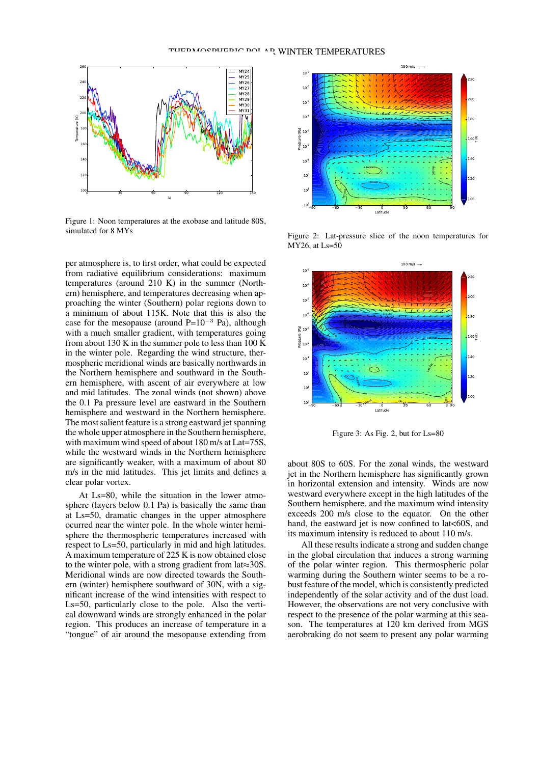Figure 1: Noon temperatures at the exobase and latitude 80S, simulated for 8 MYs

Figure 2: Lat-pressure slice of the noon temperatures for MY26, at Ls=50

Figure 3: As Fig. 2, but for Ls=80

per atmosphere is, to first order, what could be expected from radiative equilibrium considerations: maximum temperatures (around 210 K) in the summer (Northern) hemisphere, and temperatures decreasing when approaching the winter (Southern) polar regions down to a minimum of about 115K. Note that this is also the case for the mesopause (around P=$10^{-3}$ Pa), although with a much smaller gradient, with temperatures going from about 130 K in the summer pole to less than 100 K in the winter pole. Regarding the wind structure, thermospheric meridional winds are basically northwards in the Northern hemisphere and southward in the Southern hemisphere, with ascent of air everywhere at low and mid latitudes. The zonal winds (not shown) above the 0.1 Pa pressure level are eastward in the Southern hemisphere and westward in the Northern hemisphere. The most salient feature is a strong eastward jet spanning the whole upper atmosphere in the Southern hemisphere, with maximum wind speed of about 180 m/s at Lat=75S, while the westward winds in the Northern hemisphere are significantly weaker, with a maximum of about 80 m/s in the mid latitudes. This jet limits and defines a clear polar vortex.

At Ls=80, while the situation in the lower atmosphere (layers below 0.1 Pa) is basically the same than at Ls=50, dramatic changes in the upper atmosphere ocurred near the winter pole. In the whole winter hemisphere the thermospheric temperatures increased with respect to Ls=50, particularly in mid and high latitudes. A maximum temperature of 225 K is now obtained close to the winter pole, with a strong gradient from lat≈30S. Meridional winds are now directed towards the Southern (winter) hemisphere southward of 30N, with a significant increase of the wind intensities with respect to Ls=50, particularly close to the pole. Also the vertical downward winds are strongly enhanced in the polar region. This produces an increase of temperature in a "tongue" of air around the mesopause extending from about 80S to 60S. For the zonal winds, the westward jet in the Northern hemisphere has significantly grown in horizontal extension and intensity. Winds are now westward everywhere except in the high latitudes of the Southern hemisphere, and the maximum wind intensity exceeds 200 m/s close to the equator. On the other hand, the eastward jet is now confined to lat<60S, and its maximum intensity is reduced to about 110 m/s.

All these results indicate a strong and sudden change in the global circulation that induces a strong warming of the polar winter region. This thermospheric polar warming during the Southern winter seems to be a robust feature of the model, which is consistently predicted independently of the solar activity and of the dust load. However, the observations are not very conclusive with respect to the presence of the polar warming at this season. The temperatures at 120 km derived from MGS aerobraking do not seem to present any polar warming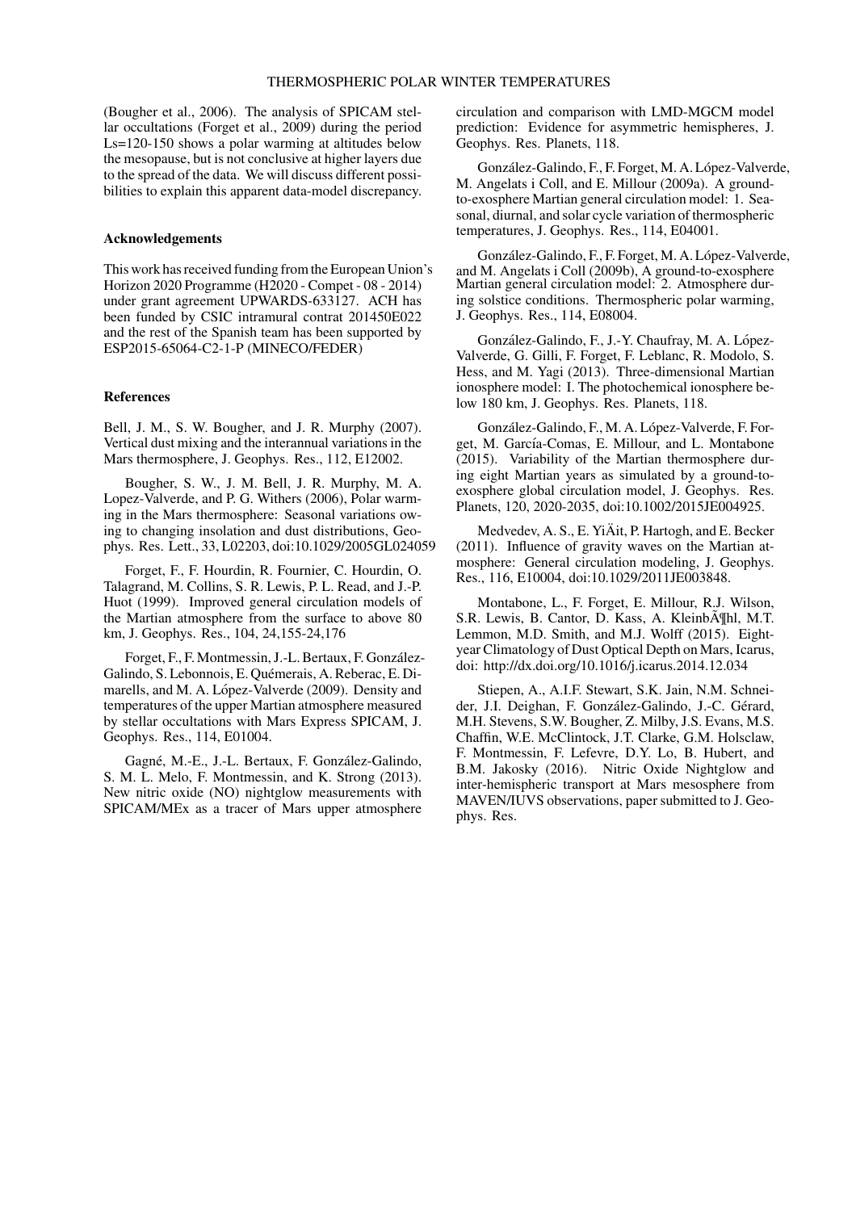(Bougher et al., 2006). The analysis of SPICAM stellar occultations (Forget et al., 2009) during the period Ls=120-150 shows a polar warming at altitudes below the mesopause, but is not conclusive at higher layers due to the spread of the data. We will discuss different possibilities to explain this apparent data-model discrepancy.

## Acknowledgements

This work has received funding from the European Union's Horizon 2020 Programme (H2020 - Compet - 08 - 2014) under grant agreement UPWARDS-633127. ACH has been funded by CSIC intramural contrat 201450E022 and the rest of the Spanish team has been supported by ESP2015-65064-C2-1-P (MINECO/FEDER)

## References

Bell, J. M., S. W. Bougher, and J. R. Murphy (2007). Vertical dust mixing and the interannual variations in the Mars thermosphere, J. Geophys. Res., 112, E12002.

Bougher, S. W., J. M. Bell, J. R. Murphy, M. A. Lopez-Valverde, and P. G. Withers (2006), Polar warming in the Mars thermosphere: Seasonal variations owing to changing insolation and dust distributions, Geophys. Res. Lett., 33, L02203, doi:10.1029/2005GL024059

Forget, F., F. Hourdin, R. Fournier, C. Hourdin, O. Talagrand, M. Collins, S. R. Lewis, P. L. Read, and J.-P. Huot (1999). Improved general circulation models of the Martian atmosphere from the surface to above 80 km, J. Geophys. Res., 104, 24,155-24,176

Forget, F., F. Montmessin, J.-L. Bertaux, F. González-Galindo, S. Lebonnois, E. Quémerais, A. Reberac, E. Dimarells, and M. A. López-Valverde (2009). Density and temperatures of the upper Martian atmosphere measured by stellar occultations with Mars Express SPICAM, J. Geophys. Res., 114, E01004.

Gagné, M.-E., J.-L. Bertaux, F. González-Galindo, S. M. L. Melo, F. Montmessin, and K. Strong (2013). New nitric oxide (NO) nightglow measurements with SPICAM/MEx as a tracer of Mars upper atmosphere circulation and comparison with LMD-MGCM model prediction: Evidence for asymmetric hemispheres, J. Geophys. Res. Planets, 118.

González-Galindo, F., F. Forget, M. A. López-Valverde, M. Angelats i Coll, and E. Millour (2009a). A ground-to-exosphere Martian general circulation model: 1. Seasonal, diurnal, and solar cycle variation of thermospheric temperatures, J. Geophys. Res., 114, E04001.

González-Galindo, F., F. Forget, M. A. López-Valverde, and M. Angelats i Coll (2009b), A ground-to-exosphere Martian general circulation model: 2. Atmosphere during solstice conditions. Thermospheric polar warming, J. Geophys. Res., 114, E08004.

González-Galindo, F., J.-Y. Chaufray, M. A. López-Valverde, G. Gilli, F. Forget, F. Leblanc, R. Modolo, S. Hess, and M. Yagi (2013). Three-dimensional Martian ionosphere model: I. The photochemical ionosphere below 180 km, J. Geophys. Res. Planets, 118.

González-Galindo, F., M. A. López-Valverde, F. Forget, M. García-Comas, E. Millour, and L. Montabone (2015). Variability of the Martian thermosphere during eight Martian years as simulated by a ground-to-exosphere global circulation model, J. Geophys. Res. Planets, 120, 2020-2035, doi:10.1002/2015JE004925.

Medvedev, A. S., E. YiÄit, P. Hartogh, and E. Becker (2011). Influence of gravity waves on the Martian atmosphere: General circulation modeling, J. Geophys. Res., 116, E10004, doi:10.1029/2011JE003848.

Montabone, L., F. Forget, E. Millour, R.J. Wilson, S.R. Lewis, B. Cantor, D. Kass, A. KleinbÃ¶hl, M.T. Lemmon, M.D. Smith, and M.J. Wolff (2015). Eight-year Climatology of Dust Optical Depth on Mars, Icarus, doi: http://dx.doi.org/10.1016/j.icarus.2014.12.034

Stiepen, A., A.I.F. Stewart, S.K. Jain, N.M. Schneider, J.I. Deighan, F. González-Galindo, J.-C. Gérard, M.H. Stevens, S.W. Bougher, Z. Milby, J.S. Evans, M.S. Chaffin, W.E. McClintock, J.T. Clarke, G.M. Holsclaw, F. Montmessin, F. Lefevre, D.Y. Lo, B. Hubert, and B.M. Jakosky (2016). Nitric Oxide Nightglow and inter-hemispheric transport at Mars mesosphere from MAVEN/IUVS observations, paper submitted to J. Geophys. Res.